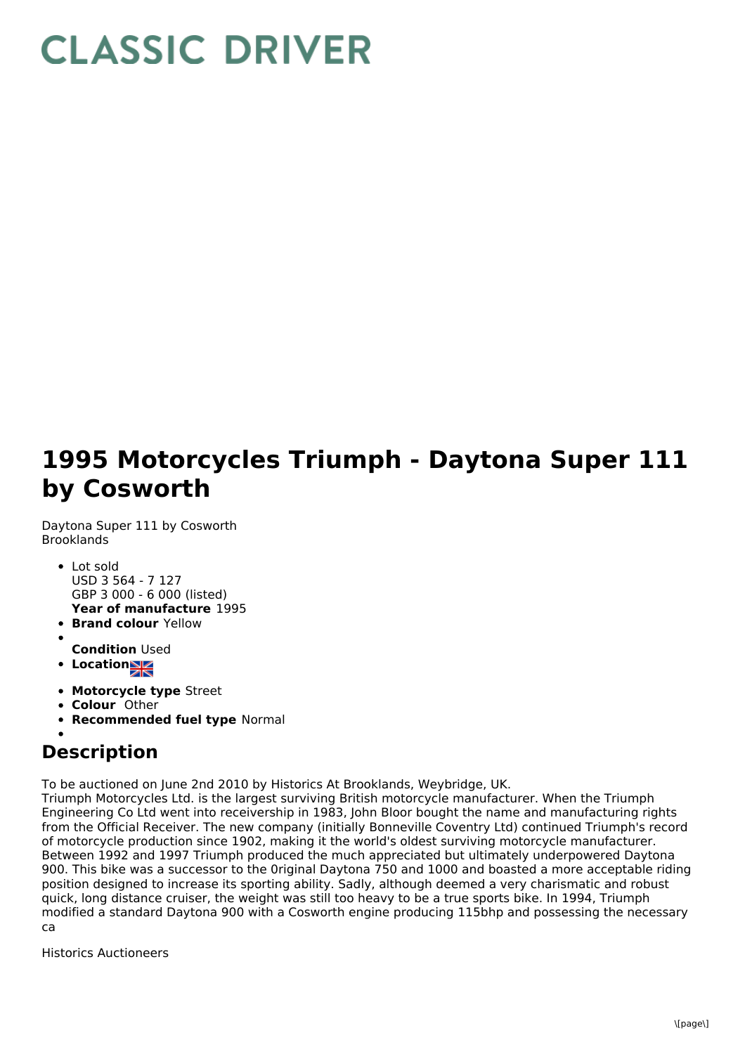# CLASSIC DRIVER

# 1995 Motorcycles Triumph - Daytona Super 111 by Cosworth

Daytona Super 111 by Cosworth
Brooklands

- Lot sold
  USD 3 564 - 7 127
  GBP 3 000 - 6 000 (listed)
  **Year of manufacture** 1995
- **Brand colour** Yellow
- **Condition** Used
- **Location**
- **Motorcycle type** Street
- **Colour** Other
- **Recommended fuel type** Normal

## Description

To be auctioned on June 2nd 2010 by Historics At Brooklands, Weybridge, UK.
Triumph Motorcycles Ltd. is the largest surviving British motorcycle manufacturer. When the Triumph Engineering Co Ltd went into receivership in 1983, John Bloor bought the name and manufacturing rights from the Official Receiver. The new company (initially Bonneville Coventry Ltd) continued Triumph's record of motorcycle production since 1902, making it the world's oldest surviving motorcycle manufacturer. Between 1992 and 1997 Triumph produced the much appreciated but ultimately underpowered Daytona 900. This bike was a successor to the 0riginal Daytona 750 and 1000 and boasted a more acceptable riding position designed to increase its sporting ability. Sadly, although deemed a very charismatic and robust quick, long distance cruiser, the weight was still too heavy to be a true sports bike. In 1994, Triumph modified a standard Daytona 900 with a Cosworth engine producing 115bhp and possessing the necessary ca

Historics Auctioneers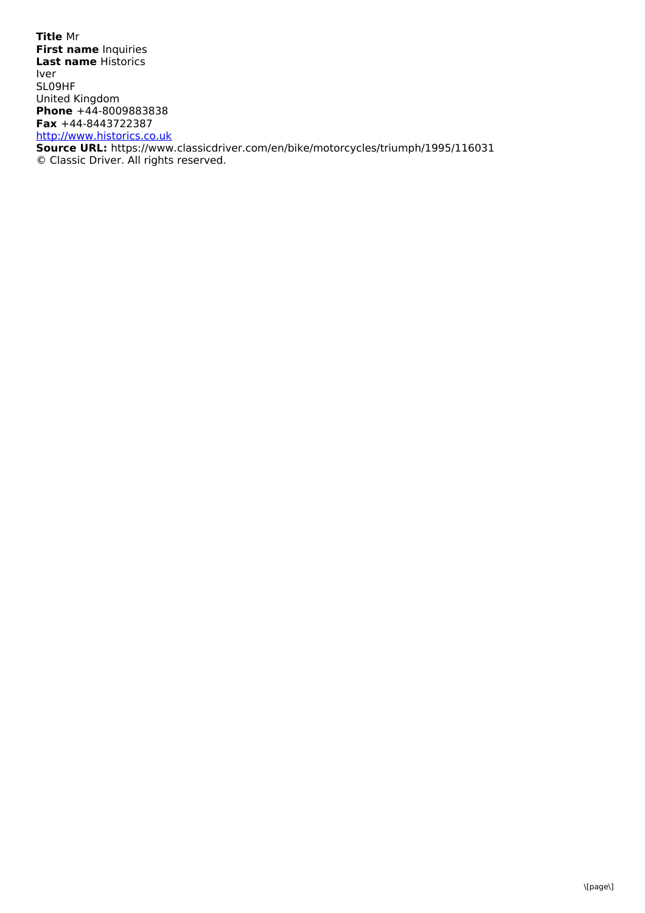**Title** Mr
**First name** Inquiries
**Last name** Historics
Iver
SL09HF
United Kingdom
**Phone** +44-8009883838
**Fax** +44-8443722387
http://www.historics.co.uk
**Source URL:** https://www.classicdriver.com/en/bike/motorcycles/triumph/1995/116031
© Classic Driver. All rights reserved.